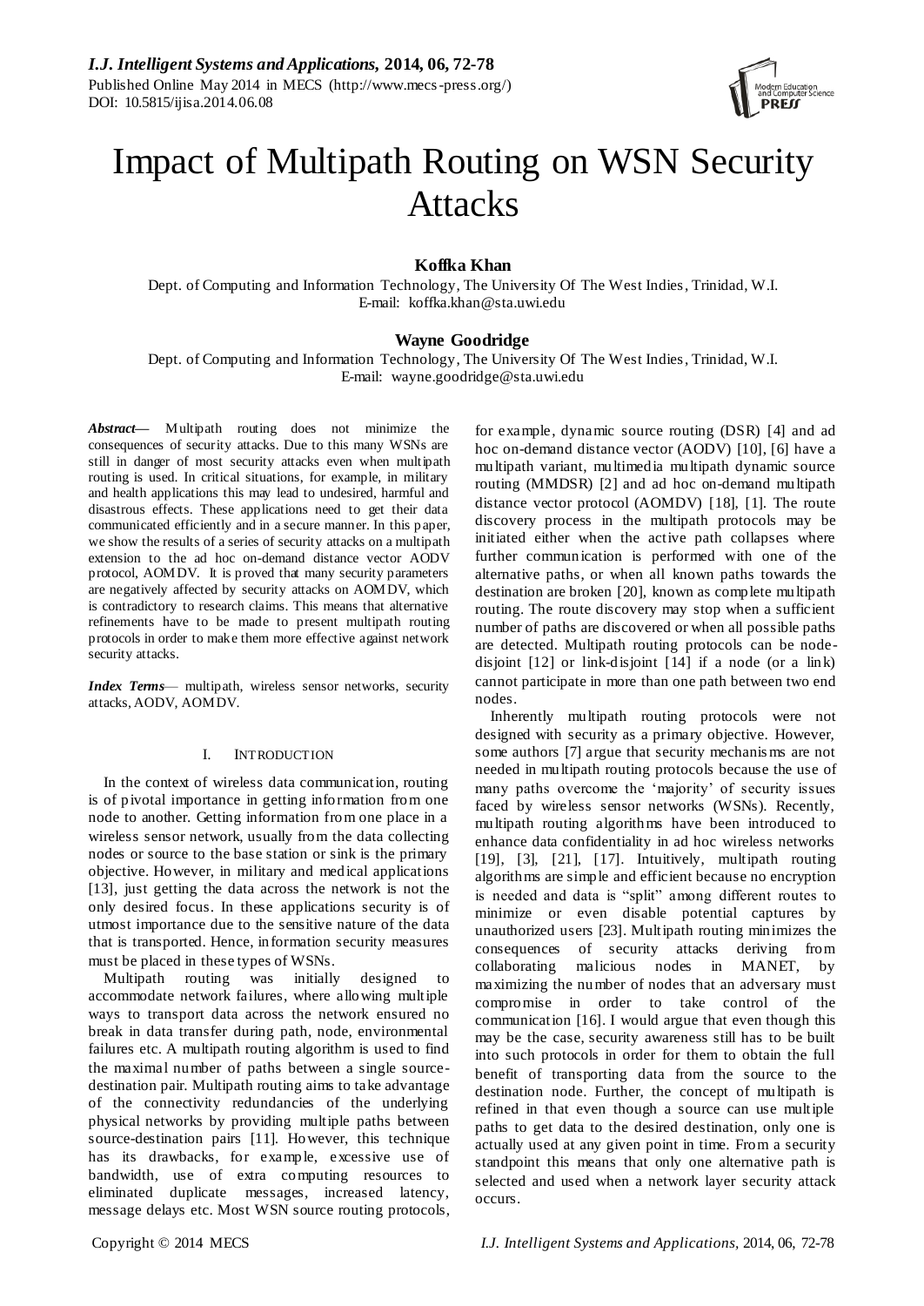# Impact of Multipath Routing on WSN Security Attacks

**Koffka Khan**

Dept. of Computing and Information Technology, The University Of The West Indies, Trinidad, W.I.
E-mail: koffka.khan@sta.uwi.edu

**Wayne Goodridge**

Dept. of Computing and Information Technology, The University Of The West Indies, Trinidad, W.I.
E-mail: wayne.goodridge@sta.uwi.edu

***Abstract*—** Multipath routing does not minimize the consequences of security attacks. Due to this many WSNs are still in danger of most security attacks even when multipath routing is used. In critical situations, for example, in military and health applications this may lead to undesired, harmful and disastrous effects. These applications need to get their data communicated efficiently and in a secure manner. In this paper, we show the results of a series of security attacks on a multipath extension to the ad hoc on-demand distance vector AODV protocol, AOMDV. It is proved that many security parameters are negatively affected by security attacks on AOMDV, which is contradictory to research claims. This means that alternative refinements have to be made to present multipath routing protocols in order to make them more effective against network security attacks.

***Index Terms*—** multipath, wireless sensor networks, security attacks, AODV, AOMDV.

## I. Introduction

In the context of wireless data communication, routing is of pivotal importance in getting information from one node to another. Getting information from one place in a wireless sensor network, usually from the data collecting nodes or source to the base station or sink is the primary objective. However, in military and medical applications [13], just getting the data across the network is not the only desired focus. In these applications security is of utmost importance due to the sensitive nature of the data that is transported. Hence, information security measures must be placed in these types of WSNs.

Multipath routing was initially designed to accommodate network failures, where allowing multiple ways to transport data across the network ensured no break in data transfer during path, node, environmental failures etc. A multipath routing algorithm is used to find the maximal number of paths between a single source-destination pair. Multipath routing aims to take advantage of the connectivity redundancies of the underlying physical networks by providing multiple paths between source-destination pairs [11]. However, this technique has its drawbacks, for example, excessive use of bandwidth, use of extra computing resources to eliminated duplicate messages, increased latency, message delays etc. Most WSN source routing protocols, for example, dynamic source routing (DSR) [4] and ad hoc on-demand distance vector (AODV) [10], [6] have a multipath variant, multimedia multipath dynamic source routing (MMDSR) [2] and ad hoc on-demand multipath distance vector protocol (AOMDV) [18], [1]. The route discovery process in the multipath protocols may be initiated either when the active path collapses where further communication is performed with one of the alternative paths, or when all known paths towards the destination are broken [20], known as complete multipath routing. The route discovery may stop when a sufficient number of paths are discovered or when all possible paths are detected. Multipath routing protocols can be node-disjoint [12] or link-disjoint [14] if a node (or a link) cannot participate in more than one path between two end nodes.

Inherently multipath routing protocols were not designed with security as a primary objective. However, some authors [7] argue that security mechanisms are not needed in multipath routing protocols because the use of many paths overcome the 'majority' of security issues faced by wireless sensor networks (WSNs). Recently, multipath routing algorithms have been introduced to enhance data confidentiality in ad hoc wireless networks [19], [3], [21], [17]. Intuitively, multipath routing algorithms are simple and efficient because no encryption is needed and data is "split" among different routes to minimize or even disable potential captures by unauthorized users [23]. Multipath routing minimizes the consequences of security attacks deriving from collaborating malicious nodes in MANET, by maximizing the number of nodes that an adversary must compromise in order to take control of the communication [16]. I would argue that even though this may be the case, security awareness still has to be built into such protocols in order for them to obtain the full benefit of transporting data from the source to the destination node. Further, the concept of multipath is refined in that even though a source can use multiple paths to get data to the desired destination, only one is actually used at any given point in time. From a security standpoint this means that only one alternative path is selected and used when a network layer security attack occurs.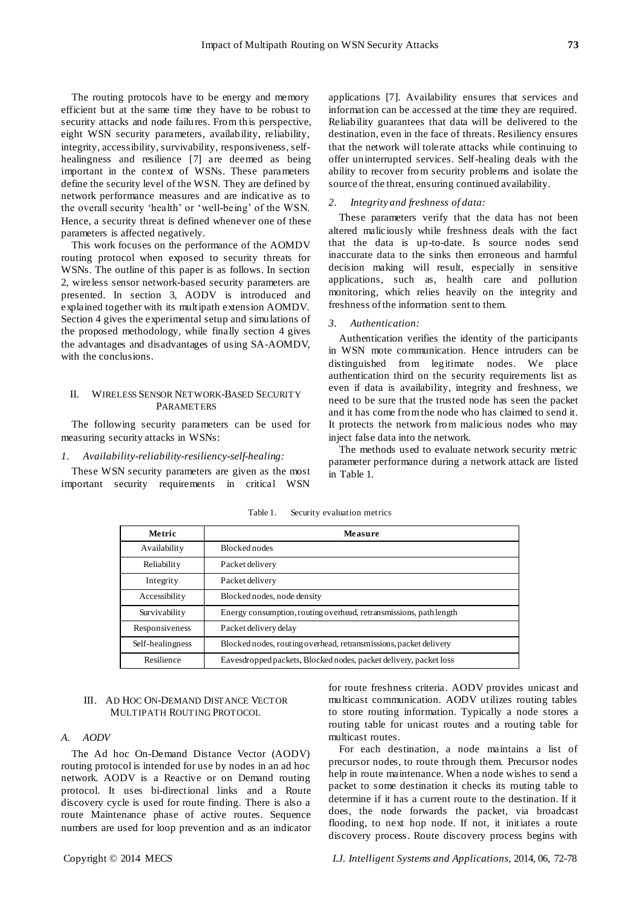The routing protocols have to be energy and memory efficient but at the same time they have to be robust to security attacks and node failures. From this perspective, eight WSN security parameters, availability, reliability, integrity, accessibility, survivability, responsiveness, self-healingness and resilience [7] are deemed as being important in the context of WSNs. These parameters define the security level of the WSN. They are defined by network performance measures and are indicative as to the overall security 'health' or 'well-being' of the WSN. Hence, a security threat is defined whenever one of these parameters is affected negatively.

This work focuses on the performance of the AOMDV routing protocol when exposed to security threats for WSNs. The outline of this paper is as follows. In section 2, wireless sensor network-based security parameters are presented. In section 3, AODV is introduced and explained together with its multipath extension AOMDV. Section 4 gives the experimental setup and simulations of the proposed methodology, while finally section 4 gives the advantages and disadvantages of using SA-AOMDV, with the conclusions.

## II. Wireless Sensor Network-Based Security Parameters

The following security parameters can be used for measuring security attacks in WSNs:

*1. Availability-reliability-resiliency-self-healing:*

These WSN security parameters are given as the most important security requirements in critical WSN applications [7]. Availability ensures that services and information can be accessed at the time they are required. Reliability guarantees that data will be delivered to the destination, even in the face of threats. Resiliency ensures that the network will tolerate attacks while continuing to offer uninterrupted services. Self-healing deals with the ability to recover from security problems and isolate the source of the threat, ensuring continued availability.

*2. Integrity and freshness of data:*

These parameters verify that the data has not been altered maliciously while freshness deals with the fact that the data is up-to-date. Is source nodes send inaccurate data to the sinks then erroneous and harmful decision making will result, especially in sensitive applications, such as, health care and pollution monitoring, which relies heavily on the integrity and freshness of the information sent to them.

*3. Authentication:*

Authentication verifies the identity of the participants in WSN mote communication. Hence intruders can be distinguished from legitimate nodes. We place authentication third on the security requirements list as even if data is availability, integrity and freshness, we need to be sure that the trusted node has seen the packet and it has come from the node who has claimed to send it. It protects the network from malicious nodes who may inject false data into the network.

The methods used to evaluate network security metric parameter performance during a network attack are listed in Table 1.

Table 1. Security evaluation metrics

| Metric | Measure |
|---|---|
| Availability | Blocked nodes |
| Reliability | Packet delivery |
| Integrity | Packet delivery |
| Accessibility | Blocked nodes, node density |
| Survivability | Energy consumption, routing overhead, retransmissions, path length |
| Responsiveness | Packet delivery delay |
| Self-healingness | Blocked nodes, routing overhead, retransmissions, packet delivery |
| Resilience | Eavesdropped packets, Blocked nodes, packet delivery, packet loss |

## III. Ad Hoc On-Demand Distance Vector Multipath Routing Protocol

### *A. AODV*

The Ad hoc On-Demand Distance Vector (AODV) routing protocol is intended for use by nodes in an ad hoc network. AODV is a Reactive or on Demand routing protocol. It uses bi-directional links and a Route discovery cycle is used for route finding. There is also a route Maintenance phase of active routes. Sequence numbers are used for loop prevention and as an indicator for route freshness criteria. AODV provides unicast and multicast communication. AODV utilizes routing tables to store routing information. Typically a node stores a routing table for unicast routes and a routing table for multicast routes.

For each destination, a node maintains a list of precursor nodes, to route through them. Precursor nodes help in route maintenance. When a node wishes to send a packet to some destination it checks its routing table to determine if it has a current route to the destination. If it does, the node forwards the packet, via broadcast flooding, to next hop node. If not, it initiates a route discovery process. Route discovery process begins with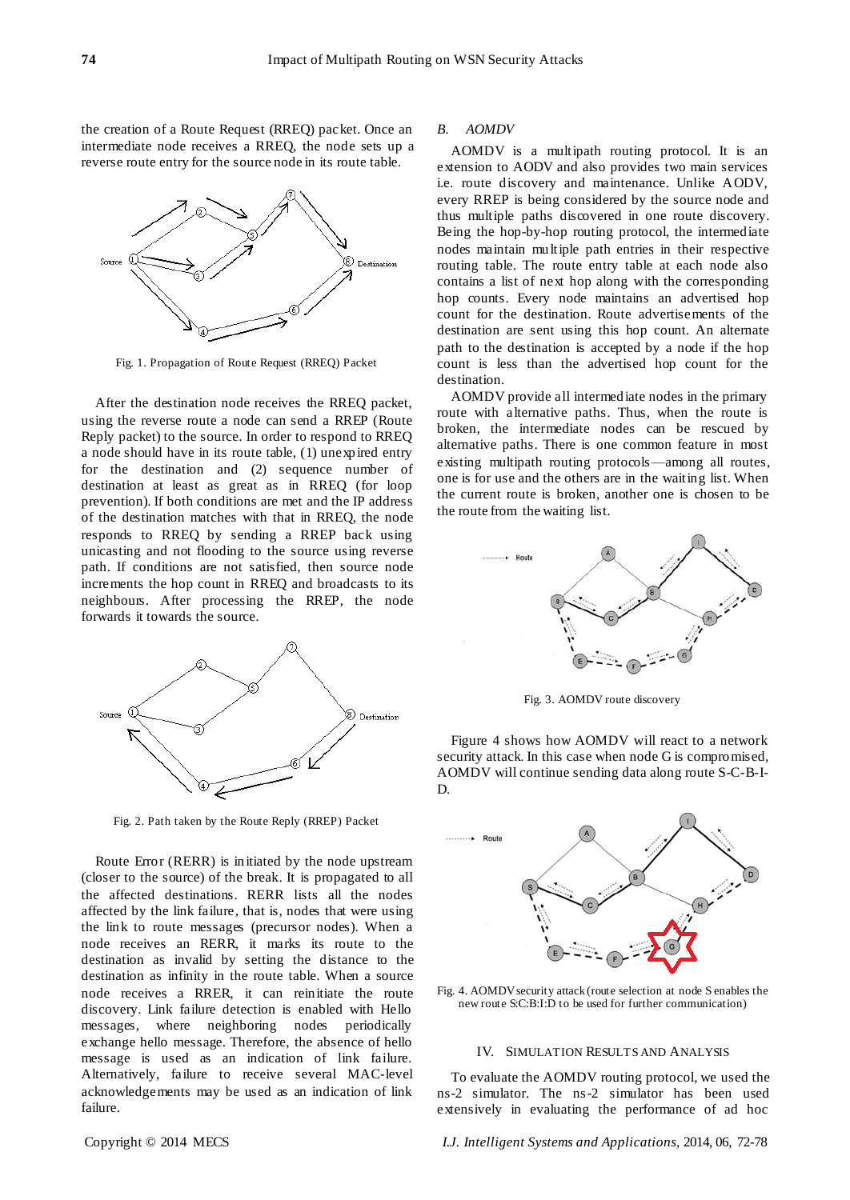the creation of a Route Request (RREQ) packet. Once an intermediate node receives a RREQ, the node sets up a reverse route entry for the source node in its route table.

Fig. 1. Propagation of Route Request (RREQ) Packet

After the destination node receives the RREQ packet, using the reverse route a node can send a RREP (Route Reply packet) to the source. In order to respond to RREQ a node should have in its route table, (1) unexpired entry for the destination and (2) sequence number of destination at least as great as in RREQ (for loop prevention). If both conditions are met and the IP address of the destination matches with that in RREQ, the node responds to RREQ by sending a RREP back using unicasting and not flooding to the source using reverse path. If conditions are not satisfied, then source node increments the hop count in RREQ and broadcasts to its neighbours. After processing the RREP, the node forwards it towards the source.

Fig. 2. Path taken by the Route Reply (RREP) Packet

Route Error (RERR) is initiated by the node upstream (closer to the source) of the break. It is propagated to all the affected destinations. RERR lists all the nodes affected by the link failure, that is, nodes that were using the link to route messages (precursor nodes). When a node receives an RERR, it marks its route to the destination as invalid by setting the distance to the destination as infinity in the route table. When a source node receives a RRER, it can reinitiate the route discovery. Link failure detection is enabled with Hello messages, where neighboring nodes periodically exchange hello message. Therefore, the absence of hello message is used as an indication of link failure. Alternatively, failure to receive several MAC-level acknowledgements may be used as an indication of link failure.

### *B. AOMDV*

AOMDV is a multipath routing protocol. It is an extension to AODV and also provides two main services i.e. route discovery and maintenance. Unlike AODV, every RREP is being considered by the source node and thus multiple paths discovered in one route discovery. Being the hop-by-hop routing protocol, the intermediate nodes maintain multiple path entries in their respective routing table. The route entry table at each node also contains a list of next hop along with the corresponding hop counts. Every node maintains an advertised hop count for the destination. Route advertisements of the destination are sent using this hop count. An alternate path to the destination is accepted by a node if the hop count is less than the advertised hop count for the destination.

AOMDV provide all intermediate nodes in the primary route with alternative paths. Thus, when the route is broken, the intermediate nodes can be rescued by alternative paths. There is one common feature in most existing multipath routing protocols—among all routes, one is for use and the others are in the waiting list. When the current route is broken, another one is chosen to be the route from the waiting list.

Fig. 3. AOMDV route discovery

Figure 4 shows how AOMDV will react to a network security attack. In this case when node G is compromised, AOMDV will continue sending data along route S-C-B-I-D.

Fig. 4. AOMDV security attack (route selection at node S enables the new route S:C:B:I:D to be used for further communication)

## IV. Simulation Results and Analysis

To evaluate the AOMDV routing protocol, we used the ns-2 simulator. The ns-2 simulator has been used extensively in evaluating the performance of ad hoc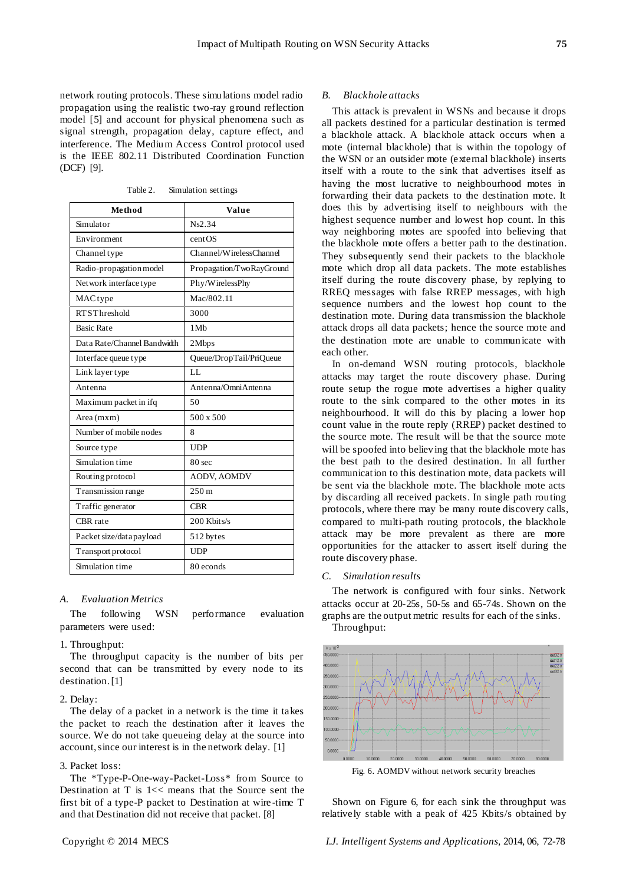network routing protocols. These simulations model radio propagation using the realistic two-ray ground reflection model [5] and account for physical phenomena such as signal strength, propagation delay, capture effect, and interference. The Medium Access Control protocol used is the IEEE 802.11 Distributed Coordination Function (DCF) [9].

Table 2. Simulation settings

| Method | Value |
|---|---|
| Simulator | Ns2.34 |
| Environment | centOS |
| Channel type | Channel/WirelessChannel |
| Radio-propagation model | Propagation/TwoRayGround |
| Network interface type | Phy/WirelessPhy |
| MAC type | Mac/802.11 |
| RTS Threshold | 3000 |
| Basic Rate | 1Mb |
| Data Rate/Channel Bandwidth | 2Mbps |
| Interface queue type | Queue/DropTail/PriQueue |
| Link layer type | LL |
| Antenna | Antenna/OmniAntenna |
| Maximum packet in ifq | 50 |
| Area (mxm) | 500 x 500 |
| Number of mobile nodes | 8 |
| Source type | UDP |
| Simulation time | 80 sec |
| Routing protocol | AODV, AOMDV |
| Transmission range | 250 m |
| Traffic generator | CBR |
| CBR rate | 200 Kbits/s |
| Packet size/data payload | 512 bytes |
| Transport protocol | UDP |
| Simulation time | 80 econds |

### A. *Evaluation Metrics*

The following WSN performance evaluation parameters were used:

1. Throughput:

The throughput capacity is the number of bits per second that can be transmitted by every node to its destination. [1]

2. Delay:

The delay of a packet in a network is the time it takes the packet to reach the destination after it leaves the source. We do not take queueing delay at the source into account, since our interest is in the network delay. [1]

3. Packet loss:

The \*Type-P-One-way-Packet-Loss\* from Source to Destination at T is 1<< means that the Source sent the first bit of a type-P packet to Destination at wire-time T and that Destination did not receive that packet. [8]

### B. *Blackhole attacks*

This attack is prevalent in WSNs and because it drops all packets destined for a particular destination is termed a blackhole attack. A blackhole attack occurs when a mote (internal blackhole) that is within the topology of the WSN or an outsider mote (external blackhole) inserts itself with a route to the sink that advertises itself as having the most lucrative to neighbourhood motes in forwarding their data packets to the destination mote. It does this by advertising itself to neighbours with the highest sequence number and lowest hop count. In this way neighboring motes are spoofed into believing that the blackhole mote offers a better path to the destination. They subsequently send their packets to the blackhole mote which drop all data packets. The mote establishes itself during the route discovery phase, by replying to RREQ messages with false RREP messages, with high sequence numbers and the lowest hop count to the destination mote. During data transmission the blackhole attack drops all data packets; hence the source mote and the destination mote are unable to communicate with each other.

In on-demand WSN routing protocols, blackhole attacks may target the route discovery phase. During route setup the rogue mote advertises a higher quality route to the sink compared to the other motes in its neighbourhood. It will do this by placing a lower hop count value in the route reply (RREP) packet destined to the source mote. The result will be that the source mote will be spoofed into believing that the blackhole mote has the best path to the desired destination. In all further communication to this destination mote, data packets will be sent via the blackhole mote. The blackhole mote acts by discarding all received packets. In single path routing protocols, where there may be many route discovery calls, compared to multi-path routing protocols, the blackhole attack may be more prevalent as there are more opportunities for the attacker to assert itself during the route discovery phase.

### C. *Simulation results*

The network is configured with four sinks. Network attacks occur at 20-25s, 50-5s and 65-74s. Shown on the graphs are the output metric results for each of the sinks.

Throughput:

Fig. 6. AOMDV without network security breaches

Shown on Figure 6, for each sink the throughput was relatively stable with a peak of 425 Kbits/s obtained by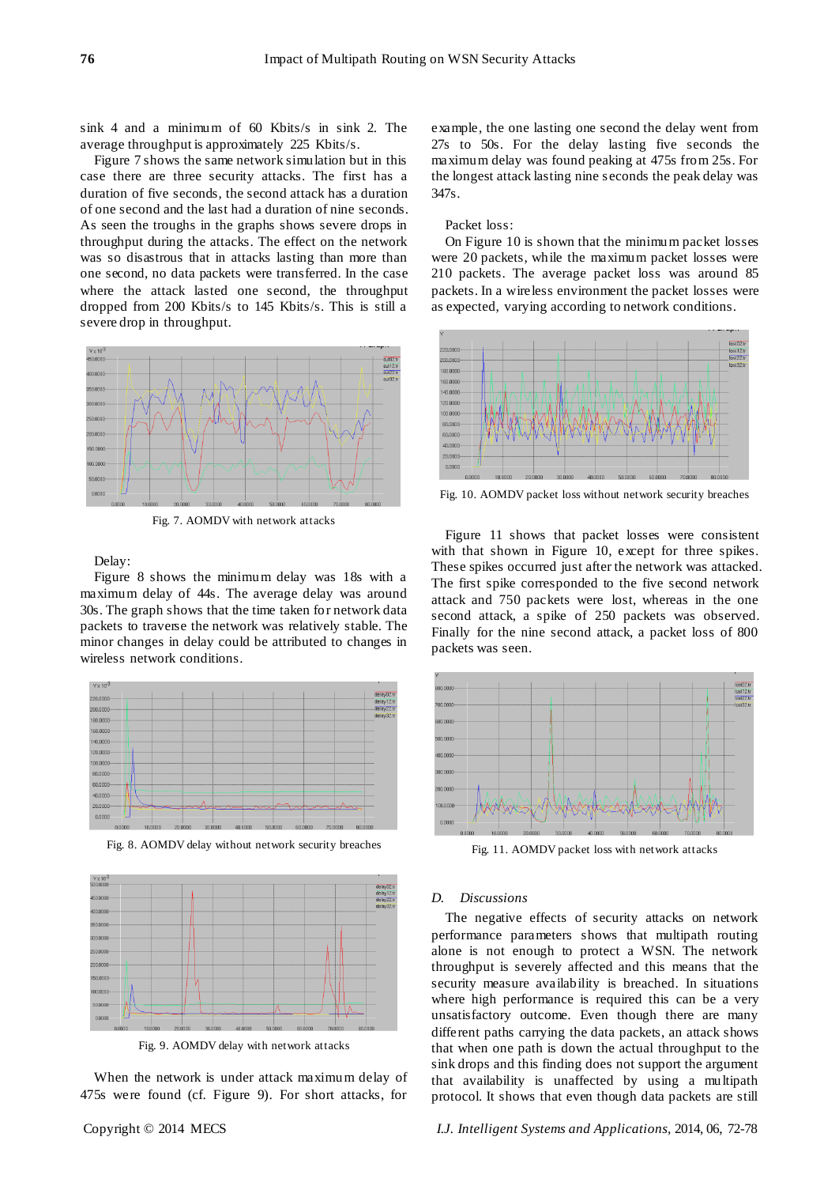sink 4 and a minimum of 60 Kbits/s in sink 2. The average throughput is approximately 225 Kbits/s.

Figure 7 shows the same network simulation but in this case there are three security attacks. The first has a duration of five seconds, the second attack has a duration of one second and the last had a duration of nine seconds. As seen the troughs in the graphs shows severe drops in throughput during the attacks. The effect on the network was so disastrous that in attacks lasting than more than one second, no data packets were transferred. In the case where the attack lasted one second, the throughput dropped from 200 Kbits/s to 145 Kbits/s. This is still a severe drop in throughput.

Fig. 7. AOMDV with network attacks

Delay:

Figure 8 shows the minimum delay was 18s with a maximum delay of 44s. The average delay was around 30s. The graph shows that the time taken for network data packets to traverse the network was relatively stable. The minor changes in delay could be attributed to changes in wireless network conditions.

Fig. 8. AOMDV delay without network security breaches

Fig. 9. AOMDV delay with network attacks

When the network is under attack maximum delay of 475s were found (cf. Figure 9). For short attacks, for example, the one lasting one second the delay went from 27s to 50s. For the delay lasting five seconds the maximum delay was found peaking at 475s from 25s. For the longest attack lasting nine seconds the peak delay was 347s.

Packet loss:

On Figure 10 is shown that the minimum packet losses were 20 packets, while the maximum packet losses were 210 packets. The average packet loss was around 85 packets. In a wireless environment the packet losses were as expected, varying according to network conditions.

Fig. 10. AOMDV packet loss without network security breaches

Figure 11 shows that packet losses were consistent with that shown in Figure 10, except for three spikes. These spikes occurred just after the network was attacked. The first spike corresponded to the five second network attack and 750 packets were lost, whereas in the one second attack, a spike of 250 packets was observed. Finally for the nine second attack, a packet loss of 800 packets was seen.

Fig. 11. AOMDV packet loss with network attacks

### *D. Discussions*

The negative effects of security attacks on network performance parameters shows that multipath routing alone is not enough to protect a WSN. The network throughput is severely affected and this means that the security measure availability is breached. In situations where high performance is required this can be a very unsatisfactory outcome. Even though there are many different paths carrying the data packets, an attack shows that when one path is down the actual throughput to the sink drops and this finding does not support the argument that availability is unaffected by using a multipath protocol. It shows that even though data packets are still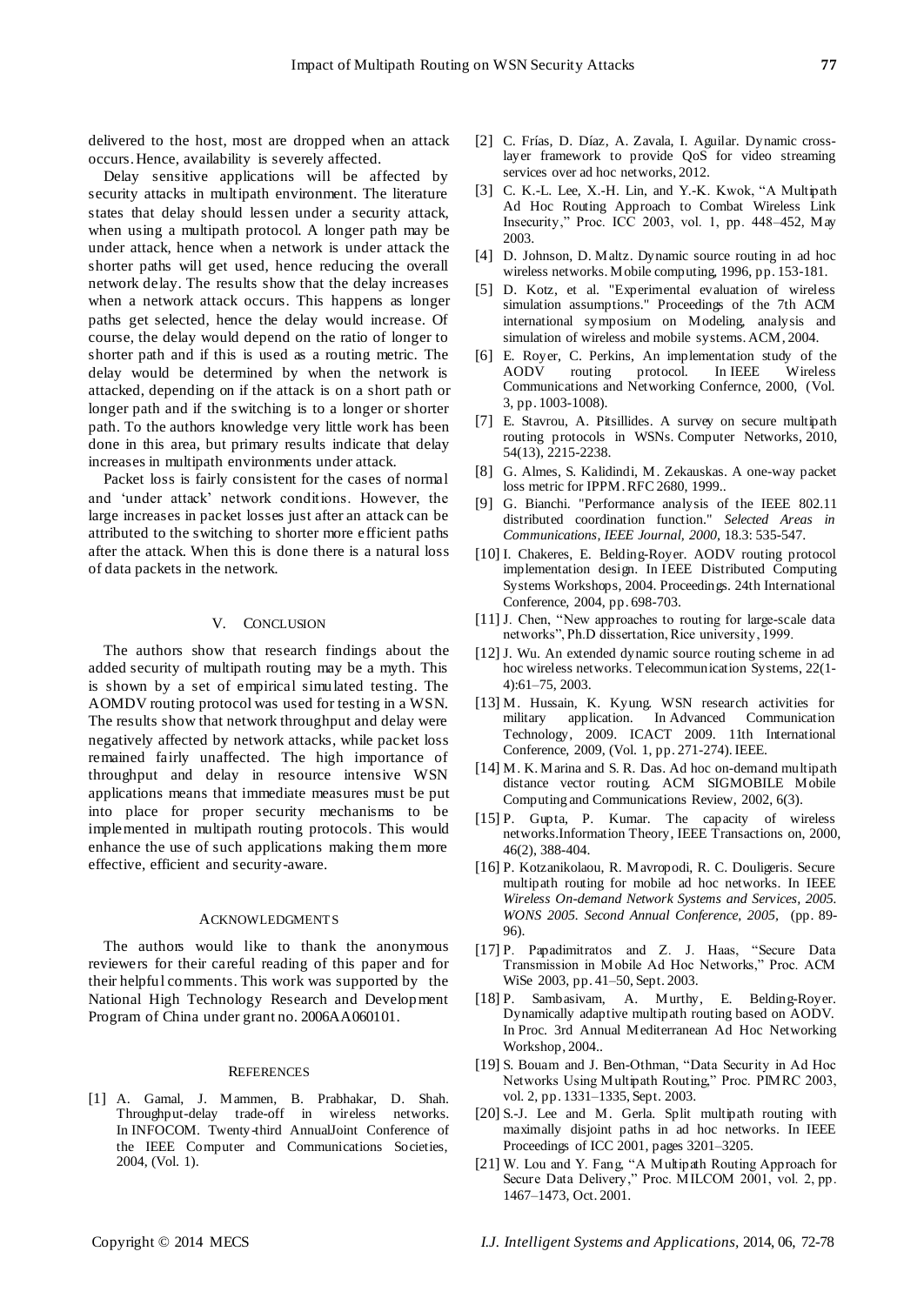delivered to the host, most are dropped when an attack occurs. Hence, availability is severely affected.

Delay sensitive applications will be affected by security attacks in multipath environment. The literature states that delay should lessen under a security attack, when using a multipath protocol. A longer path may be under attack, hence when a network is under attack the shorter paths will get used, hence reducing the overall network delay. The results show that the delay increases when a network attack occurs. This happens as longer paths get selected, hence the delay would increase. Of course, the delay would depend on the ratio of longer to shorter path and if this is used as a routing metric. The delay would be determined by when the network is attacked, depending on if the attack is on a short path or longer path and if the switching is to a longer or shorter path. To the authors knowledge very little work has been done in this area, but primary results indicate that delay increases in multipath environments under attack.

Packet loss is fairly consistent for the cases of normal and 'under attack' network conditions. However, the large increases in packet losses just after an attack can be attributed to the switching to shorter more efficient paths after the attack. When this is done there is a natural loss of data packets in the network.

## V. Conclusion

The authors show that research findings about the added security of multipath routing may be a myth. This is shown by a set of empirical simulated testing. The AOMDV routing protocol was used for testing in a WSN. The results show that network throughput and delay were negatively affected by network attacks, while packet loss remained fairly unaffected. The high importance of throughput and delay in resource intensive WSN applications means that immediate measures must be put into place for proper security mechanisms to be implemented in multipath routing protocols. This would enhance the use of such applications making them more effective, efficient and security-aware.

## Acknowledgments

The authors would like to thank the anonymous reviewers for their careful reading of this paper and for their helpful comments. This work was supported by the National High Technology Research and Development Program of China under grant no. 2006AA060101.

## References

[1] A. Gamal, J. Mammen, B. Prabhakar, D. Shah. Throughput-delay trade-off in wireless networks. In INFOCOM. Twenty-third AnnualJoint Conference of the IEEE Computer and Communications Societies, 2004, (Vol. 1).

[2] C. Frías, D. Díaz, A. Zavala, I. Aguilar. Dynamic cross-layer framework to provide QoS for video streaming services over ad hoc networks, 2012.

[3] C. K.-L. Lee, X.-H. Lin, and Y.-K. Kwok, "A Multipath Ad Hoc Routing Approach to Combat Wireless Link Insecurity," Proc. ICC 2003, vol. 1, pp. 448–452, May 2003.

[4] D. Johnson, D. Maltz. Dynamic source routing in ad hoc wireless networks. Mobile computing, 1996, pp. 153-181.

[5] D. Kotz, et al. "Experimental evaluation of wireless simulation assumptions." Proceedings of the 7th ACM international symposium on Modeling, analysis and simulation of wireless and mobile systems. ACM, 2004.

[6] E. Royer, C. Perkins, An implementation study of the AODV routing protocol. In IEEE Wireless Communications and Networking Confernce, 2000, (Vol. 3, pp. 1003-1008).

[7] E. Stavrou, A. Pitsillides. A survey on secure multipath routing protocols in WSNs. Computer Networks, 2010, 54(13), 2215-2238.

[8] G. Almes, S. Kalidindi, M. Zekauskas. A one-way packet loss metric for IPPM. RFC 2680, 1999..

[9] G. Bianchi. "Performance analysis of the IEEE 802.11 distributed coordination function." *Selected Areas in Communications, IEEE Journal, 2000,* 18.3: 535-547.

[10] I. Chakeres, E. Belding-Royer. AODV routing protocol implementation design. In IEEE Distributed Computing Systems Workshops, 2004. Proceedings. 24th International Conference, 2004, pp. 698-703.

[11] J. Chen, "New approaches to routing for large-scale data networks", Ph.D dissertation, Rice university, 1999.

[12] J. Wu. An extended dynamic source routing scheme in ad hoc wireless networks. Telecommunication Systems, 22(1-4):61–75, 2003.

[13] M. Hussain, K. Kyung. WSN research activities for military application. In Advanced Communication Technology, 2009. ICACT 2009. 11th International Conference, 2009, (Vol. 1, pp. 271-274). IEEE.

[14] M. K. Marina and S. R. Das. Ad hoc on-demand multipath distance vector routing. ACM SIGMOBILE Mobile Computing and Communications Review, 2002, 6(3).

[15] P. Gupta, P. Kumar. The capacity of wireless networks.Information Theory, IEEE Transactions on, 2000, 46(2), 388-404.

[16] P. Kotzanikolaou, R. Mavropodi, R. C. Douligeris. Secure multipath routing for mobile ad hoc networks. In IEEE *Wireless On-demand Network Systems and Services, 2005. WONS 2005. Second Annual Conference, 2005,* (pp. 89-96).

[17] P. Papadimitratos and Z. J. Haas, "Secure Data Transmission in Mobile Ad Hoc Networks," Proc. ACM WiSe 2003, pp. 41–50, Sept. 2003.

[18] P. Sambasivam, A. Murthy, E. Belding-Royer. Dynamically adaptive multipath routing based on AODV. In Proc. 3rd Annual Mediterranean Ad Hoc Networking Workshop, 2004..

[19] S. Bouam and J. Ben-Othman, "Data Security in Ad Hoc Networks Using Multipath Routing," Proc. PIMRC 2003, vol. 2, pp. 1331–1335, Sept. 2003.

[20] S.-J. Lee and M. Gerla. Split multipath routing with maximally disjoint paths in ad hoc networks. In IEEE Proceedings of ICC 2001, pages 3201–3205.

[21] W. Lou and Y. Fang, "A Multipath Routing Approach for Secure Data Delivery," Proc. MILCOM 2001, vol. 2, pp. 1467–1473, Oct. 2001.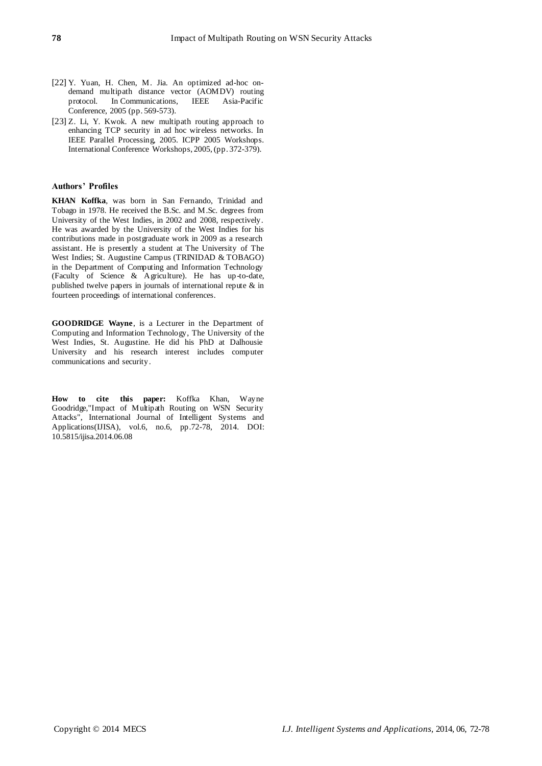[22] Y. Yuan, H. Chen, M. Jia. An optimized ad-hoc on-demand multipath distance vector (AOMDV) routing protocol. In Communications, IEEE Asia-Pacific Conference, 2005 (pp. 569-573).

[23] Z. Li, Y. Kwok. A new multipath routing approach to enhancing TCP security in ad hoc wireless networks. In IEEE Parallel Processing, 2005. ICPP 2005 Workshops. International Conference Workshops, 2005, (pp. 372-379).

### Authors' Profiles

**KHAN Koffka**, was born in San Fernando, Trinidad and Tobago in 1978. He received the B.Sc. and M.Sc. degrees from University of the West Indies, in 2002 and 2008, respectively. He was awarded by the University of the West Indies for his contributions made in postgraduate work in 2009 as a research assistant. He is presently a student at The University of The West Indies; St. Augustine Campus (TRINIDAD & TOBAGO) in the Department of Computing and Information Technology (Faculty of Science & Agriculture). He has up-to-date, published twelve papers in journals of international repute & in fourteen proceedings of international conferences.

**GOODRIDGE Wayne**, is a Lecturer in the Department of Computing and Information Technology, The University of the West Indies, St. Augustine. He did his PhD at Dalhousie University and his research interest includes computer communications and security.

**How to cite this paper:** Koffka Khan, Wayne Goodridge,"Impact of Multipath Routing on WSN Security Attacks", International Journal of Intelligent Systems and Applications(IJISA), vol.6, no.6, pp.72-78, 2014. DOI: 10.5815/ijisa.2014.06.08